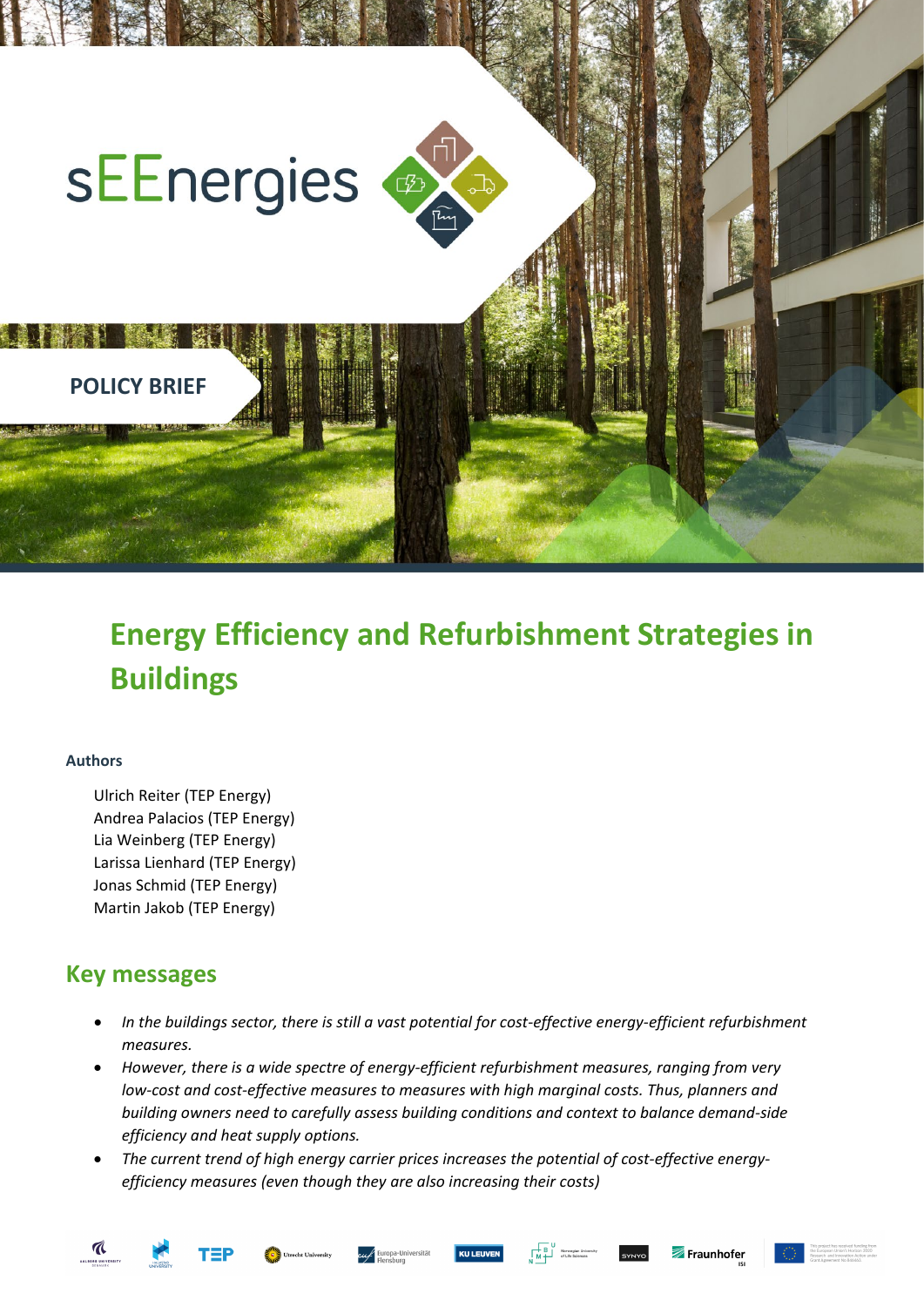sEEnergies

POLICY BRIEF

# Energy Efficiency and Refurbishment Strategies in Buildings

**Authors**

Ulrich Reiter (TEP Energy)
Andrea Palacios (TEP Energy)
Lia Weinberg (TEP Energy)
Larissa Lienhard (TEP Energy)
Jonas Schmid (TEP Energy)
Martin Jakob (TEP Energy)

## Key messages

- *In the buildings sector, there is still a vast potential for cost-effective energy-efficient refurbishment measures.*
- *However, there is a wide spectre of energy-efficient refurbishment measures, ranging from very low-cost and cost-effective measures to measures with high marginal costs. Thus, planners and building owners need to carefully assess building conditions and context to balance demand-side efficiency and heat supply options.*
- *The current trend of high energy carrier prices increases the potential of cost-effective energy-efficiency measures (even though they are also increasing their costs)*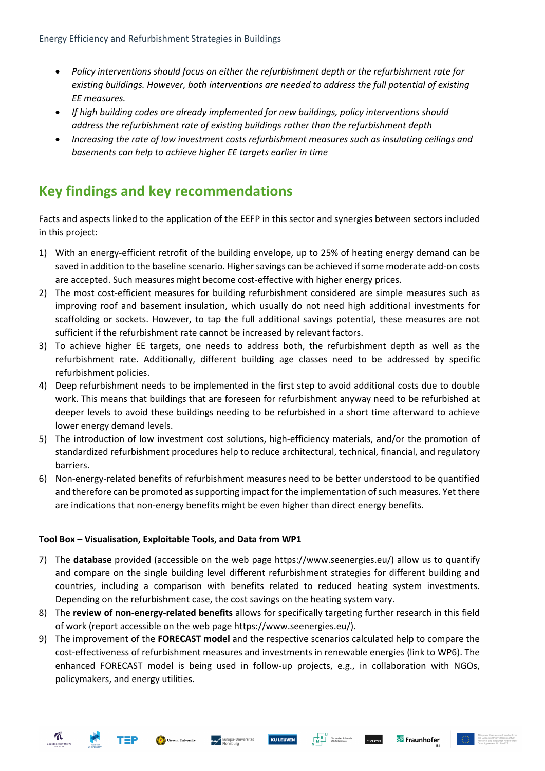- *Policy interventions should focus on either the refurbishment depth or the refurbishment rate for existing buildings. However, both interventions are needed to address the full potential of existing EE measures.*
- *If high building codes are already implemented for new buildings, policy interventions should address the refurbishment rate of existing buildings rather than the refurbishment depth*
- *Increasing the rate of low investment costs refurbishment measures such as insulating ceilings and basements can help to achieve higher EE targets earlier in time*

## Key findings and key recommendations

Facts and aspects linked to the application of the EEFP in this sector and synergies between sectors included in this project:

1) With an energy-efficient retrofit of the building envelope, up to 25% of heating energy demand can be saved in addition to the baseline scenario. Higher savings can be achieved if some moderate add-on costs are accepted. Such measures might become cost-effective with higher energy prices.
2) The most cost-efficient measures for building refurbishment considered are simple measures such as improving roof and basement insulation, which usually do not need high additional investments for scaffolding or sockets. However, to tap the full additional savings potential, these measures are not sufficient if the refurbishment rate cannot be increased by relevant factors.
3) To achieve higher EE targets, one needs to address both, the refurbishment depth as well as the refurbishment rate. Additionally, different building age classes need to be addressed by specific refurbishment policies.
4) Deep refurbishment needs to be implemented in the first step to avoid additional costs due to double work. This means that buildings that are foreseen for refurbishment anyway need to be refurbished at deeper levels to avoid these buildings needing to be refurbished in a short time afterward to achieve lower energy demand levels.
5) The introduction of low investment cost solutions, high-efficiency materials, and/or the promotion of standardized refurbishment procedures help to reduce architectural, technical, financial, and regulatory barriers.
6) Non-energy-related benefits of refurbishment measures need to be better understood to be quantified and therefore can be promoted as supporting impact for the implementation of such measures. Yet there are indications that non-energy benefits might be even higher than direct energy benefits.

**Tool Box – Visualisation, Exploitable Tools, and Data from WP1**

7) The **database** provided (accessible on the web page https://www.seenergies.eu/) allow us to quantify and compare on the single building level different refurbishment strategies for different building and countries, including a comparison with benefits related to reduced heating system investments. Depending on the refurbishment case, the cost savings on the heating system vary.
8) The **review of non-energy-related benefits** allows for specifically targeting further research in this field of work (report accessible on the web page https://www.seenergies.eu/).
9) The improvement of the **FORECAST model** and the respective scenarios calculated help to compare the cost-effectiveness of refurbishment measures and investments in renewable energies (link to WP6). The enhanced FORECAST model is being used in follow-up projects, e.g., in collaboration with NGOs, policymakers, and energy utilities.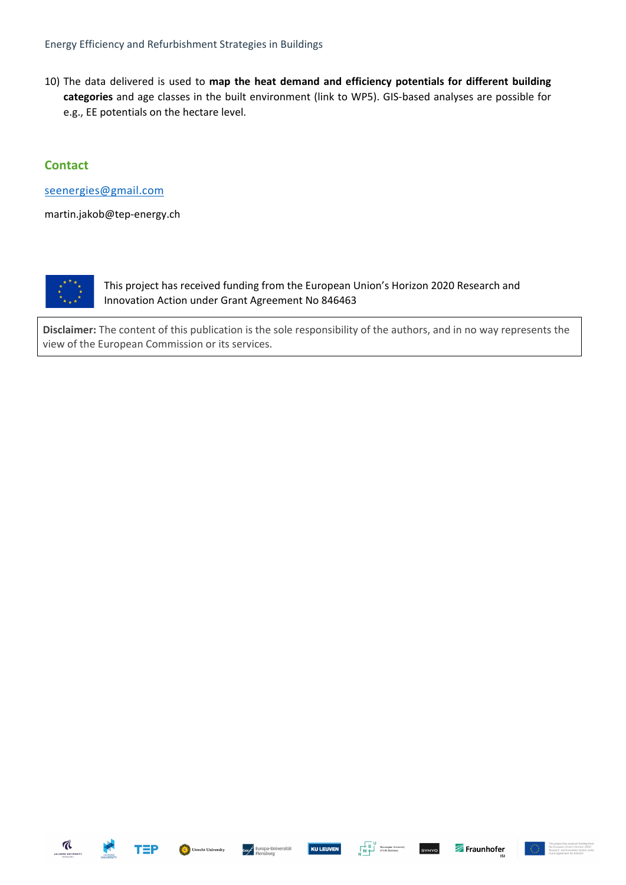10) The data delivered is used to **map the heat demand and efficiency potentials for different building categories** and age classes in the built environment (link to WP5). GIS-based analyses are possible for e.g., EE potentials on the hectare level.

## Contact

seenergies@gmail.com

martin.jakob@tep-energy.ch

This project has received funding from the European Union's Horizon 2020 Research and Innovation Action under Grant Agreement No 846463

**Disclaimer:** The content of this publication is the sole responsibility of the authors, and in no way represents the view of the European Commission or its services.